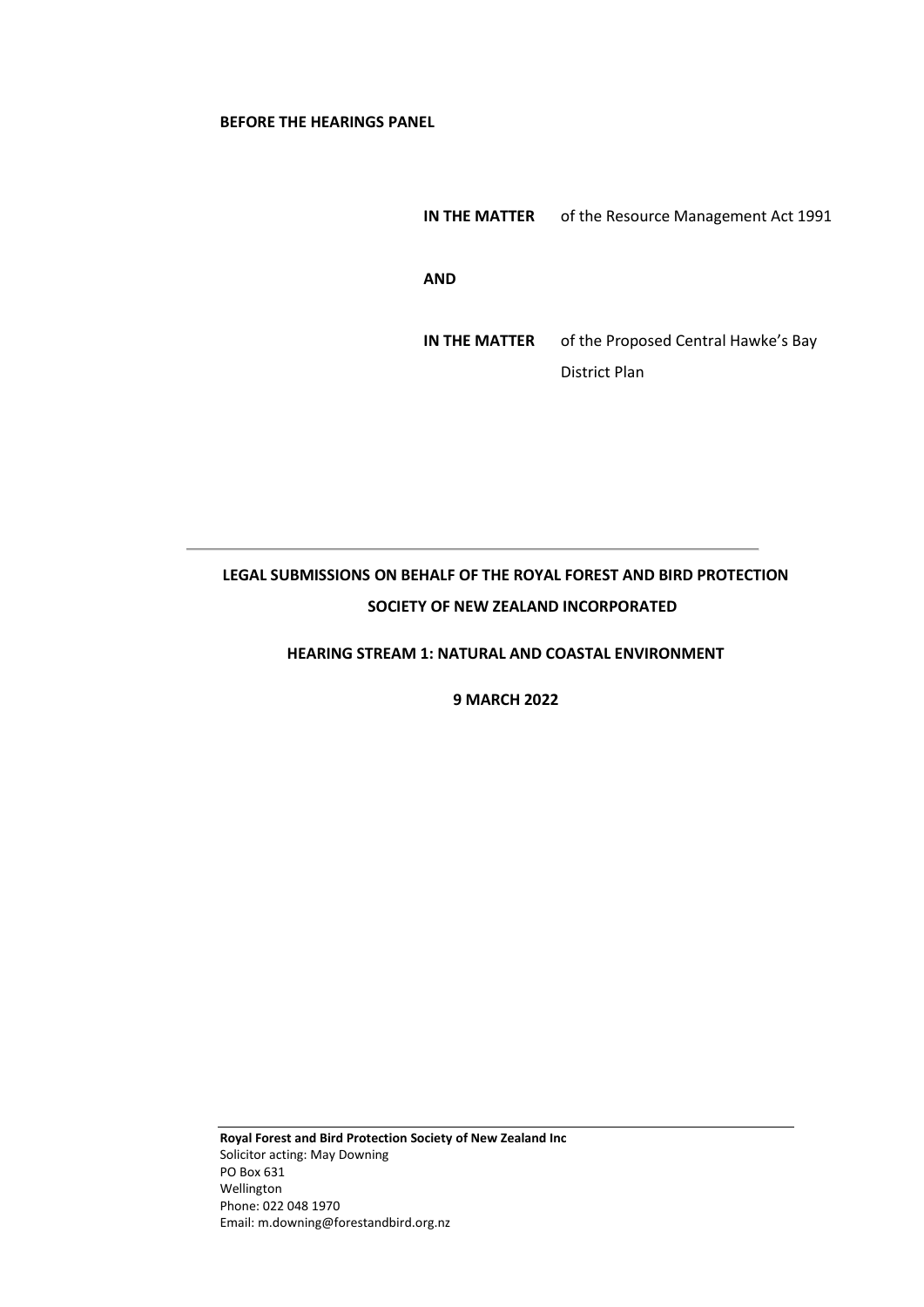**BEFORE THE HEARINGS PANEL**

**IN THE MATTER** of the Resource Management Act 1991

**AND**

**IN THE MATTER** of the Proposed Central Hawke's Bay District Plan

---

**LEGAL SUBMISSIONS ON BEHALF OF THE ROYAL FOREST AND BIRD PROTECTION SOCIETY OF NEW ZEALAND INCORPORATED**

**HEARING STREAM 1: NATURAL AND COASTAL ENVIRONMENT**

**9 MARCH 2022**

---

**Royal Forest and Bird Protection Society of New Zealand Inc**
Solicitor acting: May Downing
PO Box 631
Wellington
Phone: 022 048 1970
Email: m.downing@forestandbird.org.nz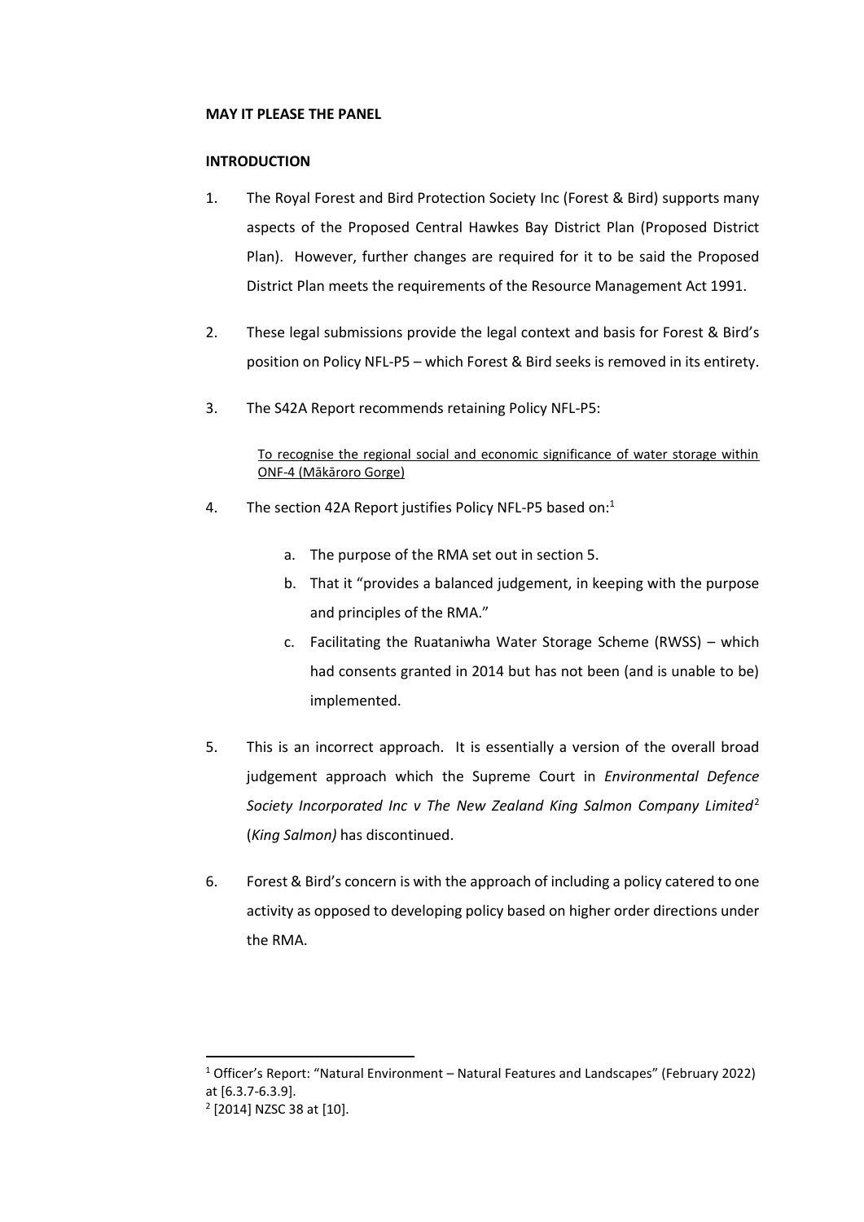**MAY IT PLEASE THE PANEL**

**INTRODUCTION**

1. The Royal Forest and Bird Protection Society Inc (Forest & Bird) supports many aspects of the Proposed Central Hawkes Bay District Plan (Proposed District Plan). However, further changes are required for it to be said the Proposed District Plan meets the requirements of the Resource Management Act 1991.

2. These legal submissions provide the legal context and basis for Forest & Bird's position on Policy NFL-P5 – which Forest & Bird seeks is removed in its entirety.

3. The S42A Report recommends retaining Policy NFL-P5:

   <u>To recognise the regional social and economic significance of water storage within ONF-4 (Mākāroro Gorge)</u>

4. The section 42A Report justifies Policy NFL-P5 based on:[1]

   a. The purpose of the RMA set out in section 5.

   b. That it "provides a balanced judgement, in keeping with the purpose and principles of the RMA."

   c. Facilitating the Ruataniwha Water Storage Scheme (RWSS) – which had consents granted in 2014 but has not been (and is unable to be) implemented.

5. This is an incorrect approach. It is essentially a version of the overall broad judgement approach which the Supreme Court in *Environmental Defence Society Incorporated Inc v The New Zealand King Salmon Company Limited*[2] (*King Salmon)* has discontinued.

6. Forest & Bird's concern is with the approach of including a policy catered to one activity as opposed to developing policy based on higher order directions under the RMA.

---

[1] Officer's Report: "Natural Environment – Natural Features and Landscapes" (February 2022) at [6.3.7-6.3.9].

[2] [2014] NZSC 38 at [10].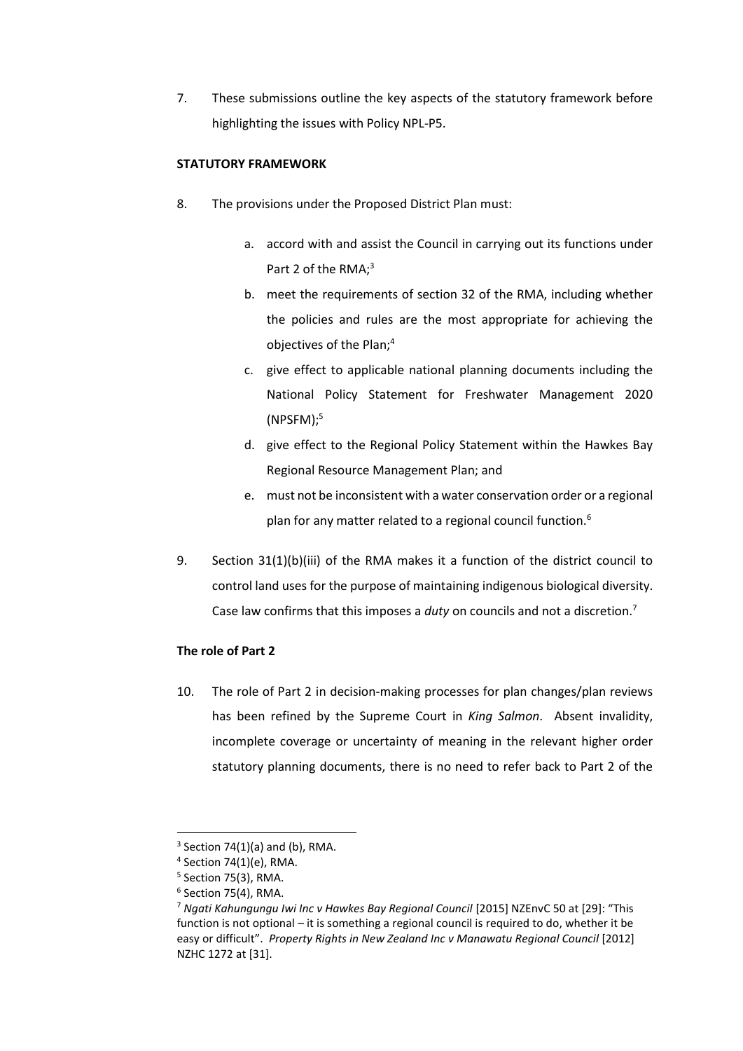7. These submissions outline the key aspects of the statutory framework before highlighting the issues with Policy NPL-P5.

**STATUTORY FRAMEWORK**

8. The provisions under the Proposed District Plan must:

   a. accord with and assist the Council in carrying out its functions under Part 2 of the RMA;[3]

   b. meet the requirements of section 32 of the RMA, including whether the policies and rules are the most appropriate for achieving the objectives of the Plan;[4]

   c. give effect to applicable national planning documents including the National Policy Statement for Freshwater Management 2020 (NPSFM);[5]

   d. give effect to the Regional Policy Statement within the Hawkes Bay Regional Resource Management Plan; and

   e. must not be inconsistent with a water conservation order or a regional plan for any matter related to a regional council function.[6]

9. Section 31(1)(b)(iii) of the RMA makes it a function of the district council to control land uses for the purpose of maintaining indigenous biological diversity. Case law confirms that this imposes a *duty* on councils and not a discretion.[7]

**The role of Part 2**

10. The role of Part 2 in decision-making processes for plan changes/plan reviews has been refined by the Supreme Court in *King Salmon*. Absent invalidity, incomplete coverage or uncertainty of meaning in the relevant higher order statutory planning documents, there is no need to refer back to Part 2 of the

---

[3] Section 74(1)(a) and (b), RMA.

[4] Section 74(1)(e), RMA.

[5] Section 75(3), RMA.

[6] Section 75(4), RMA.

[7] *Ngati Kahungungu Iwi Inc v Hawkes Bay Regional Council* [2015] NZEnvC 50 at [29]: "This function is not optional – it is something a regional council is required to do, whether it be easy or difficult". *Property Rights in New Zealand Inc v Manawatu Regional Council* [2012] NZHC 1272 at [31].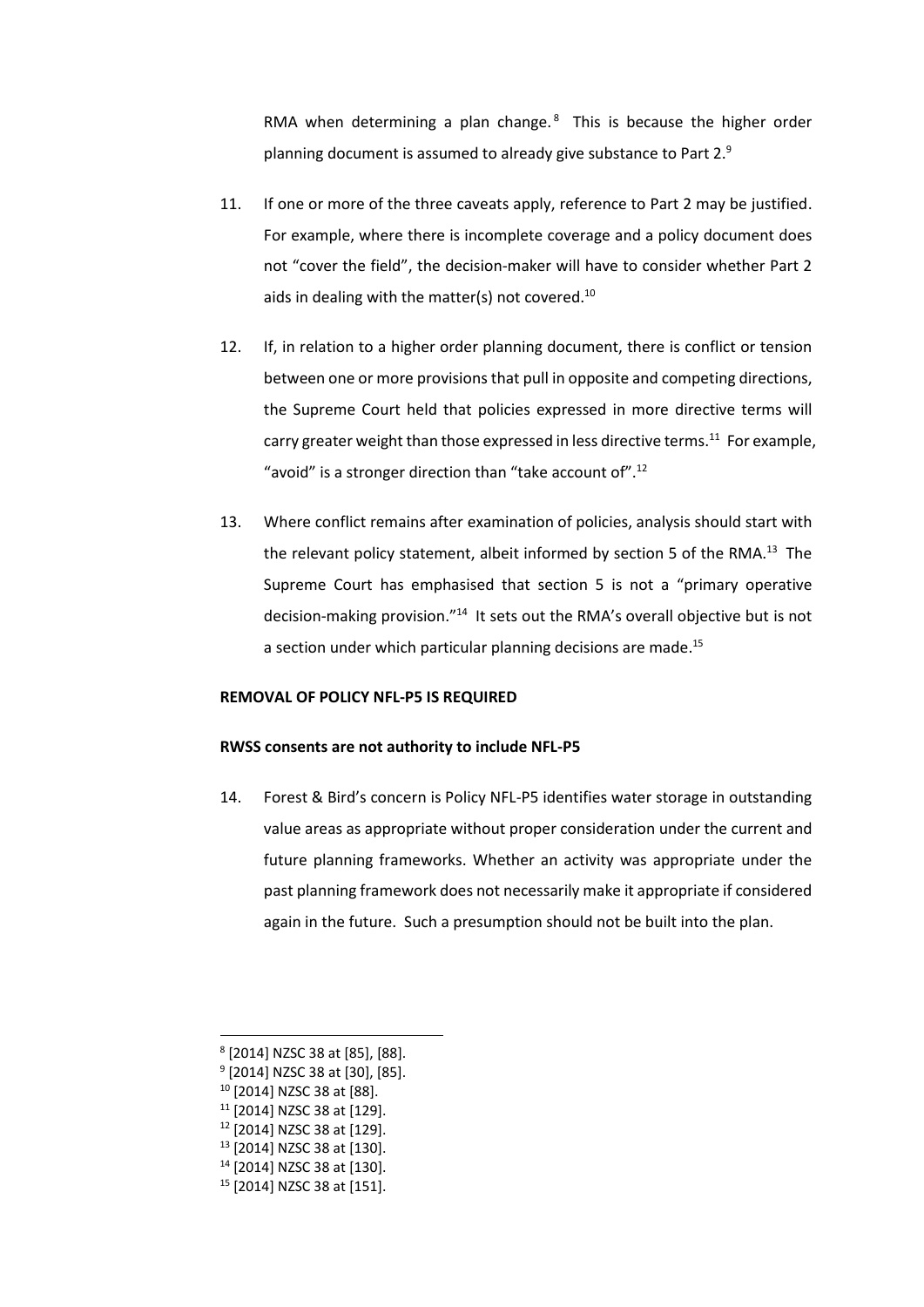RMA when determining a plan change.[8] This is because the higher order planning document is assumed to already give substance to Part 2.[9]

11. If one or more of the three caveats apply, reference to Part 2 may be justified. For example, where there is incomplete coverage and a policy document does not "cover the field", the decision-maker will have to consider whether Part 2 aids in dealing with the matter(s) not covered.[10]

12. If, in relation to a higher order planning document, there is conflict or tension between one or more provisions that pull in opposite and competing directions, the Supreme Court held that policies expressed in more directive terms will carry greater weight than those expressed in less directive terms.[11] For example, "avoid" is a stronger direction than "take account of".[12]

13. Where conflict remains after examination of policies, analysis should start with the relevant policy statement, albeit informed by section 5 of the RMA.[13] The Supreme Court has emphasised that section 5 is not a "primary operative decision-making provision."[14] It sets out the RMA's overall objective but is not a section under which particular planning decisions are made.[15]

**REMOVAL OF POLICY NFL-P5 IS REQUIRED**

**RWSS consents are not authority to include NFL-P5**

14. Forest & Bird's concern is Policy NFL-P5 identifies water storage in outstanding value areas as appropriate without proper consideration under the current and future planning frameworks. Whether an activity was appropriate under the past planning framework does not necessarily make it appropriate if considered again in the future. Such a presumption should not be built into the plan.

---

[8] [2014] NZSC 38 at [85], [88].
[9] [2014] NZSC 38 at [30], [85].
[10] [2014] NZSC 38 at [88].
[11] [2014] NZSC 38 at [129].
[12] [2014] NZSC 38 at [129].
[13] [2014] NZSC 38 at [130].
[14] [2014] NZSC 38 at [130].
[15] [2014] NZSC 38 at [151].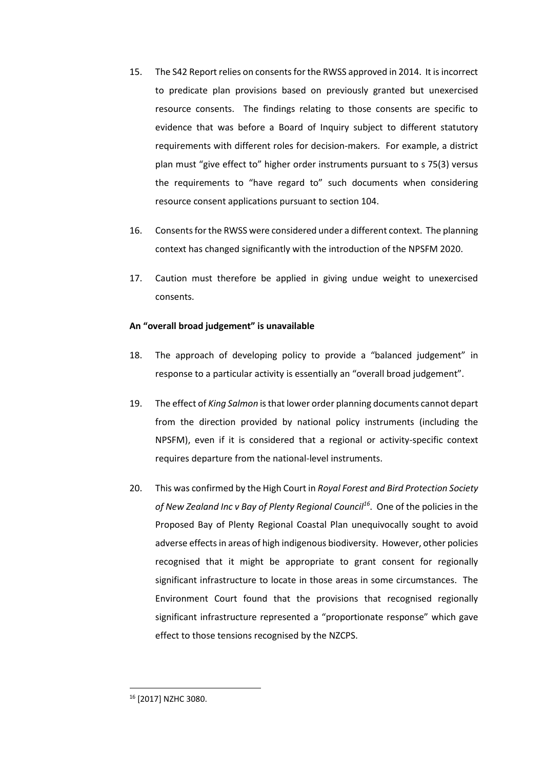15. The S42 Report relies on consents for the RWSS approved in 2014. It is incorrect to predicate plan provisions based on previously granted but unexercised resource consents. The findings relating to those consents are specific to evidence that was before a Board of Inquiry subject to different statutory requirements with different roles for decision-makers. For example, a district plan must "give effect to" higher order instruments pursuant to s 75(3) versus the requirements to "have regard to" such documents when considering resource consent applications pursuant to section 104.

16. Consents for the RWSS were considered under a different context. The planning context has changed significantly with the introduction of the NPSFM 2020.

17. Caution must therefore be applied in giving undue weight to unexercised consents.

**An "overall broad judgement" is unavailable**

18. The approach of developing policy to provide a "balanced judgement" in response to a particular activity is essentially an "overall broad judgement".

19. The effect of *King Salmon* is that lower order planning documents cannot depart from the direction provided by national policy instruments (including the NPSFM), even if it is considered that a regional or activity-specific context requires departure from the national-level instruments.

20. This was confirmed by the High Court in *Royal Forest and Bird Protection Society of New Zealand Inc v Bay of Plenty Regional Council*[16]. One of the policies in the Proposed Bay of Plenty Regional Coastal Plan unequivocally sought to avoid adverse effects in areas of high indigenous biodiversity. However, other policies recognised that it might be appropriate to grant consent for regionally significant infrastructure to locate in those areas in some circumstances. The Environment Court found that the provisions that recognised regionally significant infrastructure represented a "proportionate response" which gave effect to those tensions recognised by the NZCPS.

[16] [2017] NZHC 3080.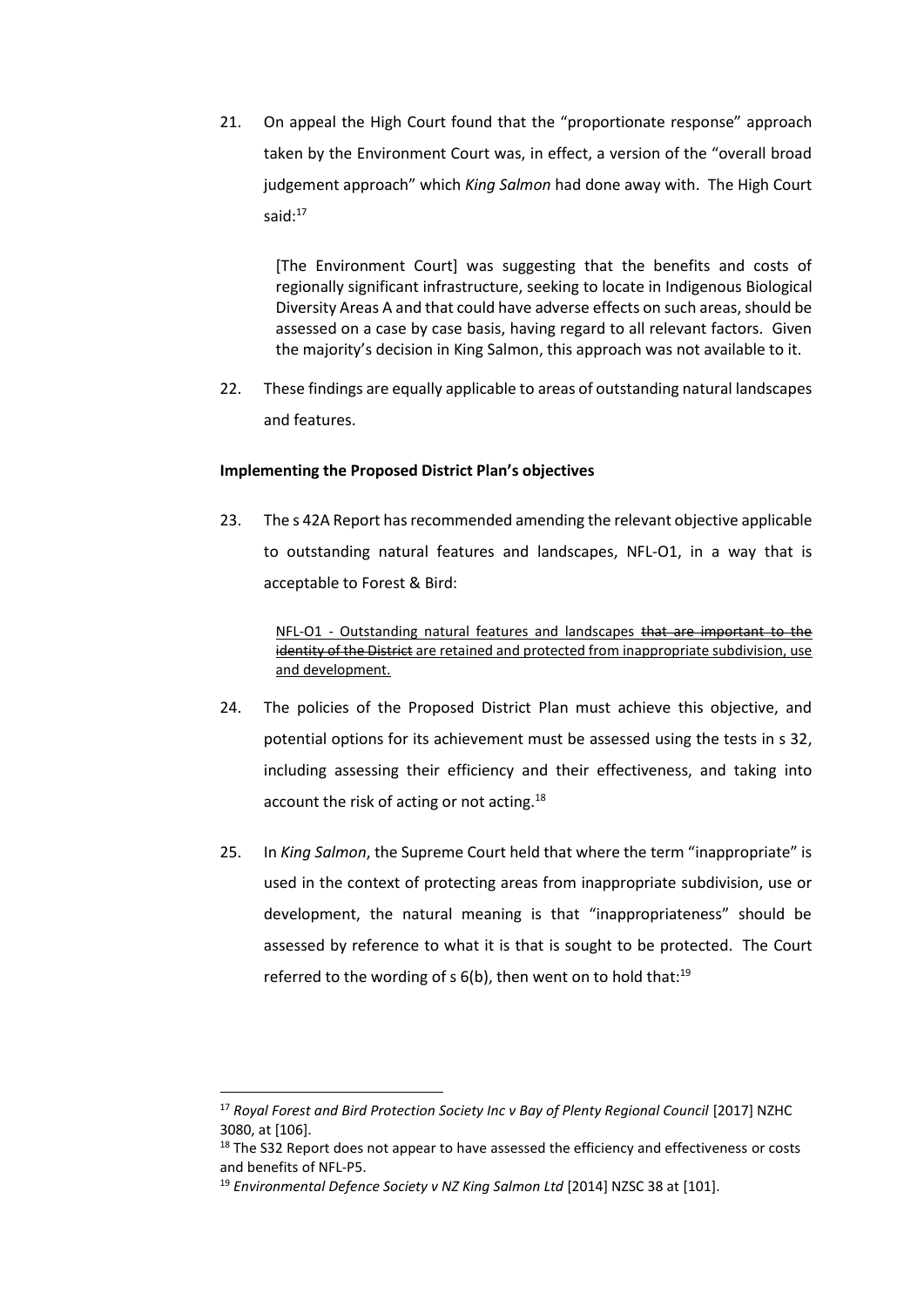21. On appeal the High Court found that the "proportionate response" approach taken by the Environment Court was, in effect, a version of the "overall broad judgement approach" which *King Salmon* had done away with. The High Court said:[17]

> [The Environment Court] was suggesting that the benefits and costs of regionally significant infrastructure, seeking to locate in Indigenous Biological Diversity Areas A and that could have adverse effects on such areas, should be assessed on a case by case basis, having regard to all relevant factors. Given the majority's decision in King Salmon, this approach was not available to it.

22. These findings are equally applicable to areas of outstanding natural landscapes and features.

**Implementing the Proposed District Plan's objectives**

23. The s 42A Report has recommended amending the relevant objective applicable to outstanding natural features and landscapes, NFL-O1, in a way that is acceptable to Forest & Bird:

> <u>NFL-O1 - Outstanding natural features and landscapes</u> ~~that are important to the identity of the District~~ <u>are retained and protected from inappropriate subdivision, use and development.</u>

24. The policies of the Proposed District Plan must achieve this objective, and potential options for its achievement must be assessed using the tests in s 32, including assessing their efficiency and their effectiveness, and taking into account the risk of acting or not acting.[18]

25. In *King Salmon*, the Supreme Court held that where the term "inappropriate" is used in the context of protecting areas from inappropriate subdivision, use or development, the natural meaning is that "inappropriateness" should be assessed by reference to what it is that is sought to be protected. The Court referred to the wording of s 6(b), then went on to hold that:[19]

---

[17] *Royal Forest and Bird Protection Society Inc v Bay of Plenty Regional Council* [2017] NZHC 3080, at [106].

[18] The S32 Report does not appear to have assessed the efficiency and effectiveness or costs and benefits of NFL-P5.

[19] *Environmental Defence Society v NZ King Salmon Ltd* [2014] NZSC 38 at [101].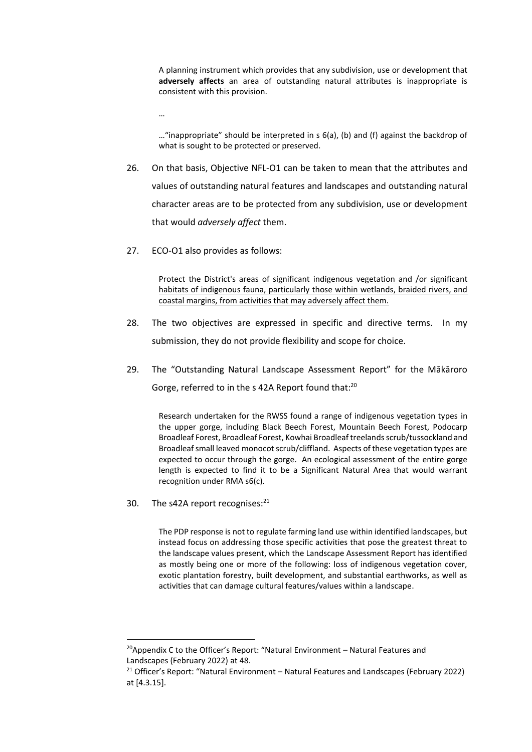> A planning instrument which provides that any subdivision, use or development that **adversely affects** an area of outstanding natural attributes is inappropriate is consistent with this provision.
>
> …
>
> …"inappropriate" should be interpreted in s 6(a), (b) and (f) against the backdrop of what is sought to be protected or preserved.

26. On that basis, Objective NFL-O1 can be taken to mean that the attributes and values of outstanding natural features and landscapes and outstanding natural character areas are to be protected from any subdivision, use or development that would *adversely affect* them.

27. ECO-O1 also provides as follows:

> <u>Protect the District's areas of significant indigenous vegetation and /or significant habitats of indigenous fauna, particularly those within wetlands, braided rivers, and coastal margins, from activities that may adversely affect them.</u>

28. The two objectives are expressed in specific and directive terms. In my submission, they do not provide flexibility and scope for choice.

29. The "Outstanding Natural Landscape Assessment Report" for the Mākāroro Gorge, referred to in the s 42A Report found that:[20]

> Research undertaken for the RWSS found a range of indigenous vegetation types in the upper gorge, including Black Beech Forest, Mountain Beech Forest, Podocarp Broadleaf Forest, Broadleaf Forest, Kowhai Broadleaf treelands scrub/tussockland and Broadleaf small leaved monocot scrub/cliffland. Aspects of these vegetation types are expected to occur through the gorge. An ecological assessment of the entire gorge length is expected to find it to be a Significant Natural Area that would warrant recognition under RMA s6(c).

30. The s42A report recognises:[21]

> The PDP response is not to regulate farming land use within identified landscapes, but instead focus on addressing those specific activities that pose the greatest threat to the landscape values present, which the Landscape Assessment Report has identified as mostly being one or more of the following: loss of indigenous vegetation cover, exotic plantation forestry, built development, and substantial earthworks, as well as activities that can damage cultural features/values within a landscape.

---

[20] Appendix C to the Officer's Report: "Natural Environment – Natural Features and Landscapes (February 2022) at 48.

[21] Officer's Report: "Natural Environment – Natural Features and Landscapes (February 2022) at [4.3.15].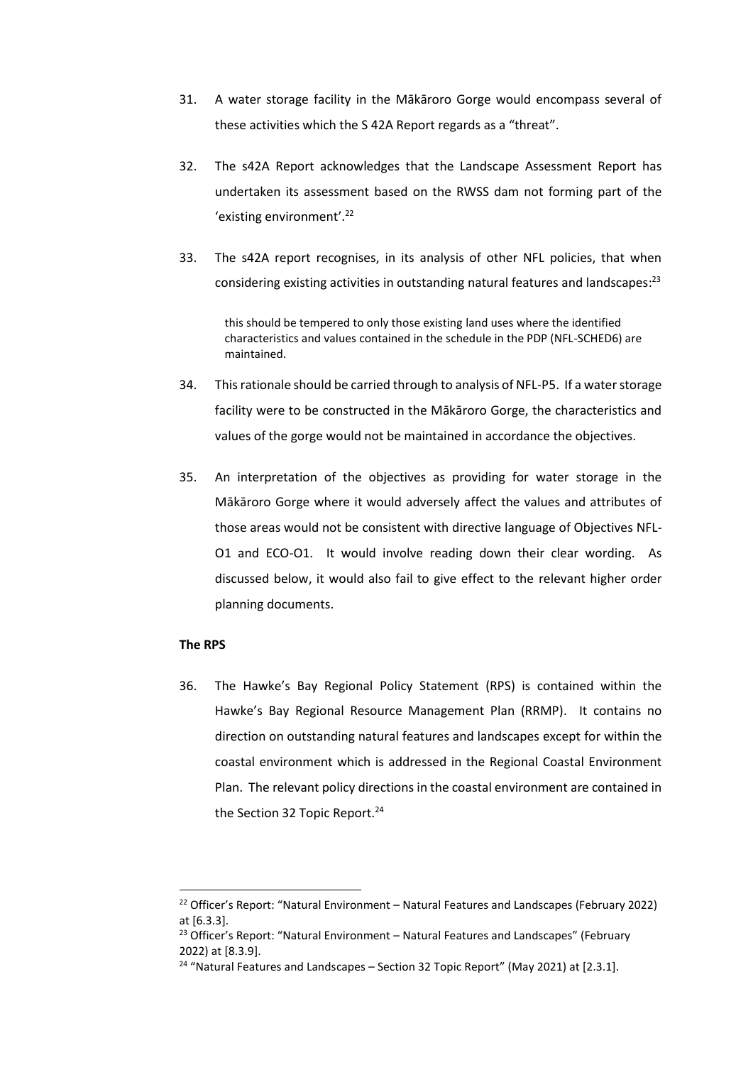31. A water storage facility in the Mākāroro Gorge would encompass several of these activities which the S 42A Report regards as a "threat".

32. The s42A Report acknowledges that the Landscape Assessment Report has undertaken its assessment based on the RWSS dam not forming part of the 'existing environment'.[22]

33. The s42A report recognises, in its analysis of other NFL policies, that when considering existing activities in outstanding natural features and landscapes:[23]

    > this should be tempered to only those existing land uses where the identified characteristics and values contained in the schedule in the PDP (NFL-SCHED6) are maintained.

34. This rationale should be carried through to analysis of NFL-P5. If a water storage facility were to be constructed in the Mākāroro Gorge, the characteristics and values of the gorge would not be maintained in accordance the objectives.

35. An interpretation of the objectives as providing for water storage in the Mākāroro Gorge where it would adversely affect the values and attributes of those areas would not be consistent with directive language of Objectives NFL-O1 and ECO-O1. It would involve reading down their clear wording. As discussed below, it would also fail to give effect to the relevant higher order planning documents.

**The RPS**

36. The Hawke's Bay Regional Policy Statement (RPS) is contained within the Hawke's Bay Regional Resource Management Plan (RRMP). It contains no direction on outstanding natural features and landscapes except for within the coastal environment which is addressed in the Regional Coastal Environment Plan. The relevant policy directions in the coastal environment are contained in the Section 32 Topic Report.[24]

---

[22] Officer's Report: "Natural Environment – Natural Features and Landscapes (February 2022) at [6.3.3].

[23] Officer's Report: "Natural Environment – Natural Features and Landscapes" (February 2022) at [8.3.9].

[24] "Natural Features and Landscapes – Section 32 Topic Report" (May 2021) at [2.3.1].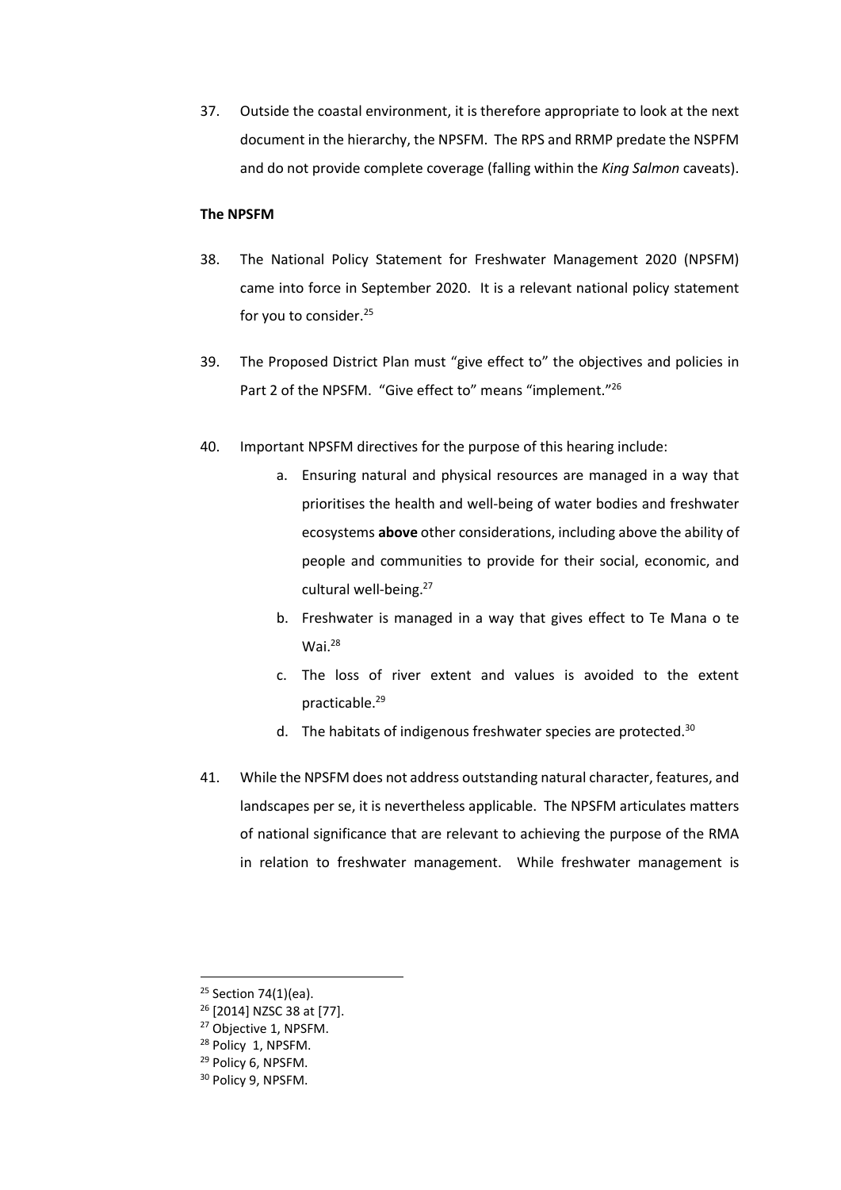37. Outside the coastal environment, it is therefore appropriate to look at the next document in the hierarchy, the NPSFM. The RPS and RRMP predate the NSPFM and do not provide complete coverage (falling within the *King Salmon* caveats).

**The NPSFM**

38. The National Policy Statement for Freshwater Management 2020 (NPSFM) came into force in September 2020. It is a relevant national policy statement for you to consider.[25]

39. The Proposed District Plan must "give effect to" the objectives and policies in Part 2 of the NPSFM. "Give effect to" means "implement."[26]

40. Important NPSFM directives for the purpose of this hearing include:

    a. Ensuring natural and physical resources are managed in a way that prioritises the health and well-being of water bodies and freshwater ecosystems **above** other considerations, including above the ability of people and communities to provide for their social, economic, and cultural well-being.[27]

    b. Freshwater is managed in a way that gives effect to Te Mana o te Wai.[28]

    c. The loss of river extent and values is avoided to the extent practicable.[29]

    d. The habitats of indigenous freshwater species are protected.[30]

41. While the NPSFM does not address outstanding natural character, features, and landscapes per se, it is nevertheless applicable. The NPSFM articulates matters of national significance that are relevant to achieving the purpose of the RMA in relation to freshwater management. While freshwater management is

---

[25] Section 74(1)(ea).

[26] [2014] NZSC 38 at [77].

[27] Objective 1, NPSFM.

[28] Policy 1, NPSFM.

[29] Policy 6, NPSFM.

[30] Policy 9, NPSFM.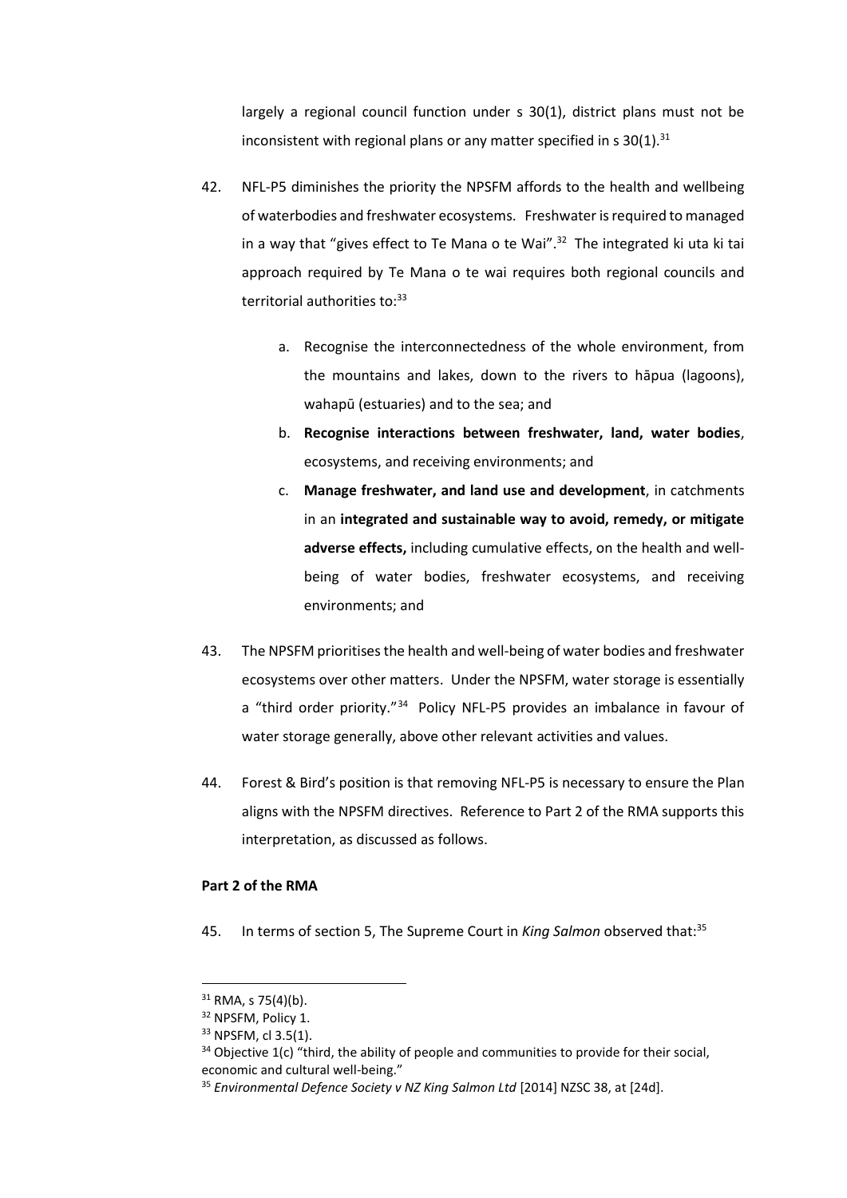largely a regional council function under s 30(1), district plans must not be inconsistent with regional plans or any matter specified in s 30(1).[31]

42. NFL-P5 diminishes the priority the NPSFM affords to the health and wellbeing of waterbodies and freshwater ecosystems. Freshwater is required to managed in a way that "gives effect to Te Mana o te Wai".[32] The integrated ki uta ki tai approach required by Te Mana o te wai requires both regional councils and territorial authorities to:[33]

    a. Recognise the interconnectedness of the whole environment, from the mountains and lakes, down to the rivers to hāpua (lagoons), wahapū (estuaries) and to the sea; and

    b. **Recognise interactions between freshwater, land, water bodies**, ecosystems, and receiving environments; and

    c. **Manage freshwater, and land use and development**, in catchments in an **integrated and sustainable way to avoid, remedy, or mitigate adverse effects,** including cumulative effects, on the health and well-being of water bodies, freshwater ecosystems, and receiving environments; and

43. The NPSFM prioritises the health and well-being of water bodies and freshwater ecosystems over other matters. Under the NPSFM, water storage is essentially a "third order priority."[34] Policy NFL-P5 provides an imbalance in favour of water storage generally, above other relevant activities and values.

44. Forest & Bird's position is that removing NFL-P5 is necessary to ensure the Plan aligns with the NPSFM directives. Reference to Part 2 of the RMA supports this interpretation, as discussed as follows.

**Part 2 of the RMA**

45. In terms of section 5, The Supreme Court in *King Salmon* observed that:[35]

---

[31] RMA, s 75(4)(b).

[32] NPSFM, Policy 1.

[33] NPSFM, cl 3.5(1).

[34] Objective 1(c) "third, the ability of people and communities to provide for their social, economic and cultural well-being."

[35] *Environmental Defence Society v NZ King Salmon Ltd* [2014] NZSC 38, at [24d].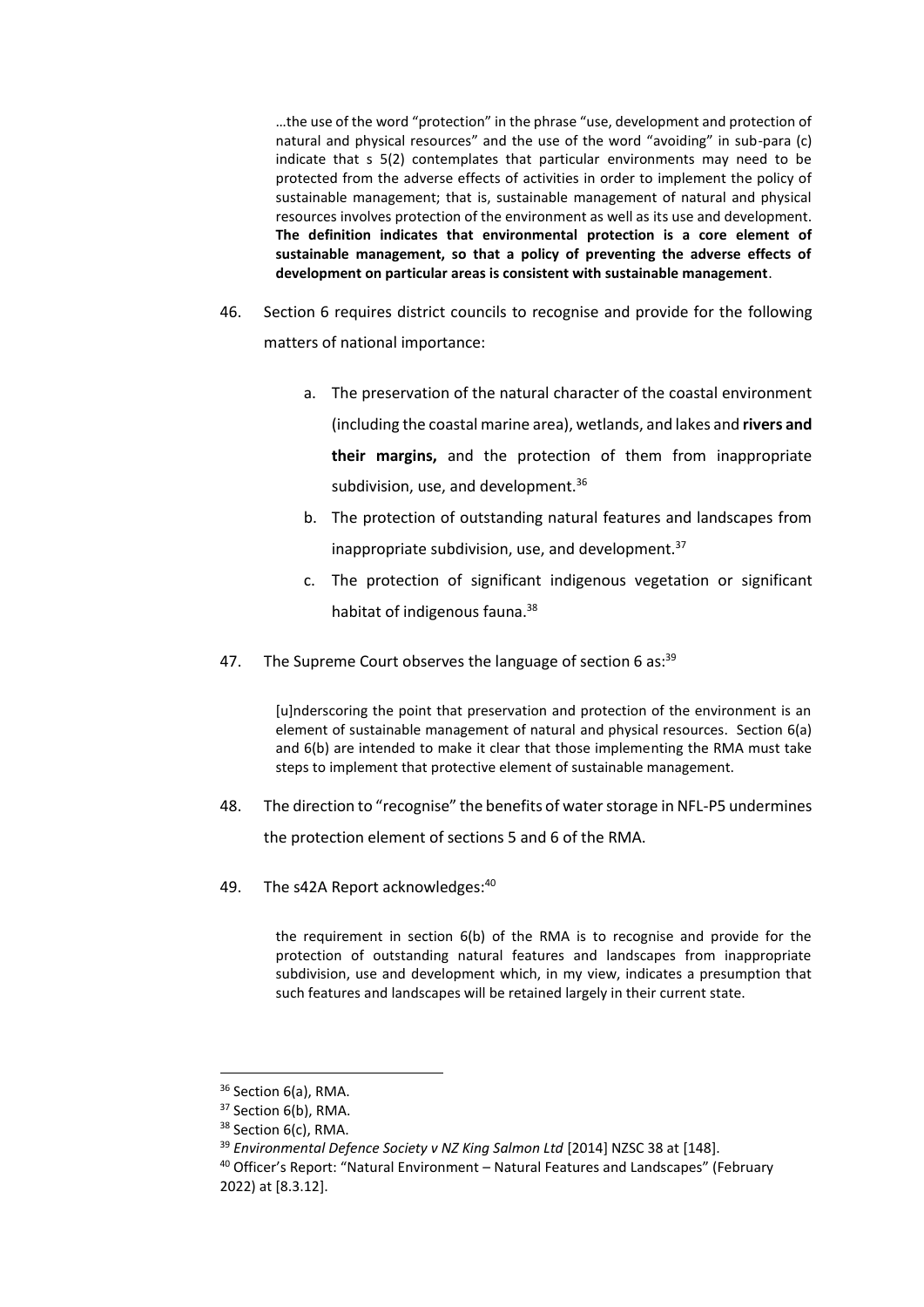> …the use of the word "protection" in the phrase "use, development and protection of natural and physical resources" and the use of the word "avoiding" in sub-para (c) indicate that s 5(2) contemplates that particular environments may need to be protected from the adverse effects of activities in order to implement the policy of sustainable management; that is, sustainable management of natural and physical resources involves protection of the environment as well as its use and development. **The definition indicates that environmental protection is a core element of sustainable management, so that a policy of preventing the adverse effects of development on particular areas is consistent with sustainable management**.

46. Section 6 requires district councils to recognise and provide for the following matters of national importance:

    a. The preservation of the natural character of the coastal environment (including the coastal marine area), wetlands, and lakes and **rivers and their margins,** and the protection of them from inappropriate subdivision, use, and development.[36]

    b. The protection of outstanding natural features and landscapes from inappropriate subdivision, use, and development.[37]

    c. The protection of significant indigenous vegetation or significant habitat of indigenous fauna.[38]

47. The Supreme Court observes the language of section 6 as:[39]

    > [u]nderscoring the point that preservation and protection of the environment is an element of sustainable management of natural and physical resources. Section 6(a) and 6(b) are intended to make it clear that those implementing the RMA must take steps to implement that protective element of sustainable management.

48. The direction to "recognise" the benefits of water storage in NFL-P5 undermines the protection element of sections 5 and 6 of the RMA.

49. The s42A Report acknowledges:[40]

    > the requirement in section 6(b) of the RMA is to recognise and provide for the protection of outstanding natural features and landscapes from inappropriate subdivision, use and development which, in my view, indicates a presumption that such features and landscapes will be retained largely in their current state.

---

[36] Section 6(a), RMA.

[37] Section 6(b), RMA.

[38] Section 6(c), RMA.

[39] *Environmental Defence Society v NZ King Salmon Ltd* [2014] NZSC 38 at [148].

[40] Officer's Report: "Natural Environment – Natural Features and Landscapes" (February 2022) at [8.3.12].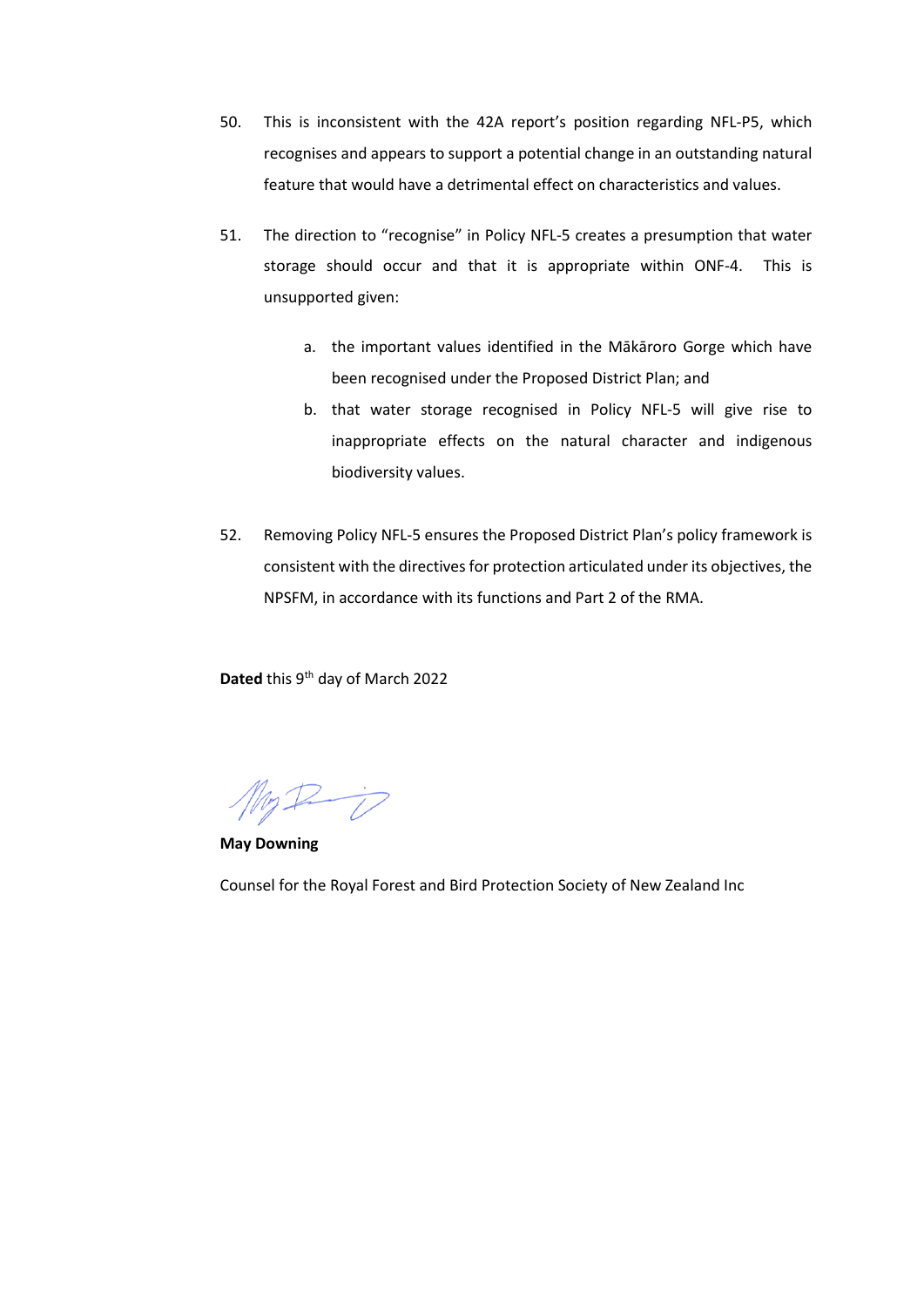50. This is inconsistent with the 42A report's position regarding NFL-P5, which recognises and appears to support a potential change in an outstanding natural feature that would have a detrimental effect on characteristics and values.

51. The direction to "recognise" in Policy NFL-5 creates a presumption that water storage should occur and that it is appropriate within ONF-4. This is unsupported given:

    a. the important values identified in the Mākāroro Gorge which have been recognised under the Proposed District Plan; and

    b. that water storage recognised in Policy NFL-5 will give rise to inappropriate effects on the natural character and indigenous biodiversity values.

52. Removing Policy NFL-5 ensures the Proposed District Plan's policy framework is consistent with the directives for protection articulated under its objectives, the NPSFM, in accordance with its functions and Part 2 of the RMA.

**Dated** this 9th day of March 2022

**May Downing**

Counsel for the Royal Forest and Bird Protection Society of New Zealand Inc